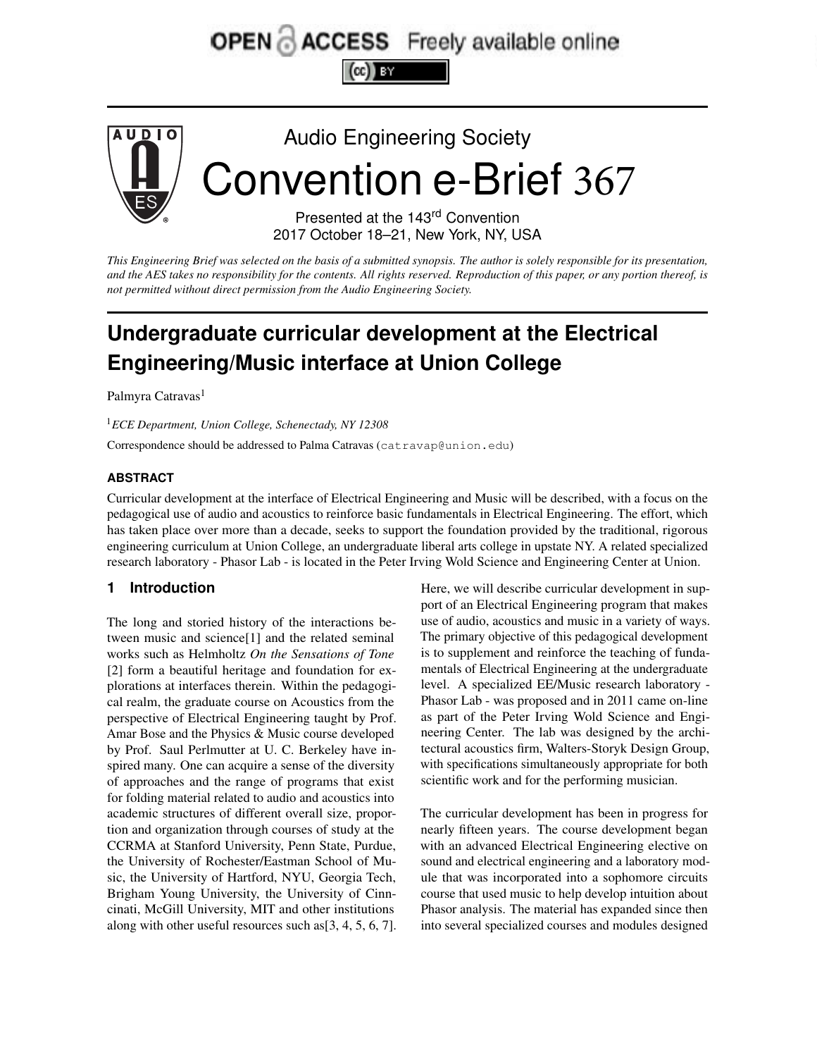OPEN ACCESS Freely available online

Audio Engineering Society

# Convention e-Brief 367

Presented at the 143rd Convention
2017 October 18–21, New York, NY, USA

*This Engineering Brief was selected on the basis of a submitted synopsis. The author is solely responsible for its presentation, and the AES takes no responsibility for the contents. All rights reserved. Reproduction of this paper, or any portion thereof, is not permitted without direct permission from the Audio Engineering Society.*

# Undergraduate curricular development at the Electrical Engineering/Music interface at Union College

Palmyra Catravas[1]

[1]*ECE Department, Union College, Schenectady, NY 12308*

Correspondence should be addressed to Palma Catravas (catravap@union.edu)

## ABSTRACT

Curricular development at the interface of Electrical Engineering and Music will be described, with a focus on the pedagogical use of audio and acoustics to reinforce basic fundamentals in Electrical Engineering. The effort, which has taken place over more than a decade, seeks to support the foundation provided by the traditional, rigorous engineering curriculum at Union College, an undergraduate liberal arts college in upstate NY. A related specialized research laboratory - Phasor Lab - is located in the Peter Irving Wold Science and Engineering Center at Union.

## 1 Introduction

The long and storied history of the interactions between music and science[1] and the related seminal works such as Helmholtz *On the Sensations of Tone* [2] form a beautiful heritage and foundation for explorations at interfaces therein. Within the pedagogical realm, the graduate course on Acoustics from the perspective of Electrical Engineering taught by Prof. Amar Bose and the Physics & Music course developed by Prof. Saul Perlmutter at U. C. Berkeley have inspired many. One can acquire a sense of the diversity of approaches and the range of programs that exist for folding material related to audio and acoustics into academic structures of different overall size, proportion and organization through courses of study at the CCRMA at Stanford University, Penn State, Purdue, the University of Rochester/Eastman School of Music, the University of Hartford, NYU, Georgia Tech, Brigham Young University, the University of Cinncinati, McGill University, MIT and other institutions along with other useful resources such as[3, 4, 5, 6, 7]. Here, we will describe curricular development in support of an Electrical Engineering program that makes use of audio, acoustics and music in a variety of ways. The primary objective of this pedagogical development is to supplement and reinforce the teaching of fundamentals of Electrical Engineering at the undergraduate level. A specialized EE/Music research laboratory - Phasor Lab - was proposed and in 2011 came on-line as part of the Peter Irving Wold Science and Engineering Center. The lab was designed by the architectural acoustics firm, Walters-Storyk Design Group, with specifications simultaneously appropriate for both scientific work and for the performing musician.

The curricular development has been in progress for nearly fifteen years. The course development began with an advanced Electrical Engineering elective on sound and electrical engineering and a laboratory module that was incorporated into a sophomore circuits course that used music to help develop intuition about Phasor analysis. The material has expanded since then into several specialized courses and modules designed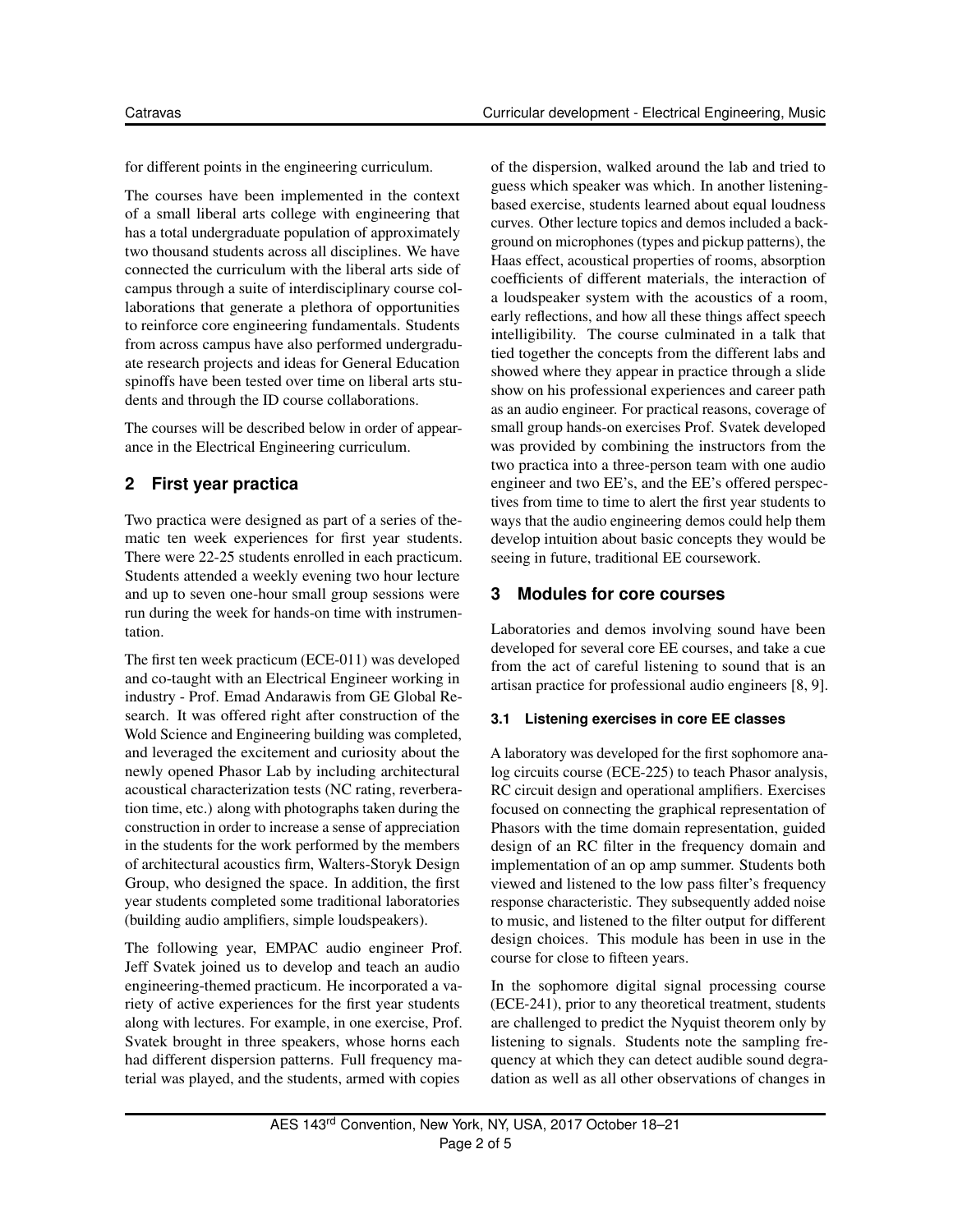for different points in the engineering curriculum.

The courses have been implemented in the context of a small liberal arts college with engineering that has a total undergraduate population of approximately two thousand students across all disciplines. We have connected the curriculum with the liberal arts side of campus through a suite of interdisciplinary course collaborations that generate a plethora of opportunities to reinforce core engineering fundamentals. Students from across campus have also performed undergraduate research projects and ideas for General Education spinoffs have been tested over time on liberal arts students and through the ID course collaborations.

The courses will be described below in order of appearance in the Electrical Engineering curriculum.

## 2 First year practica

Two practica were designed as part of a series of thematic ten week experiences for first year students. There were 22-25 students enrolled in each practicum. Students attended a weekly evening two hour lecture and up to seven one-hour small group sessions were run during the week for hands-on time with instrumentation.

The first ten week practicum (ECE-011) was developed and co-taught with an Electrical Engineer working in industry - Prof. Emad Andarawis from GE Global Research. It was offered right after construction of the Wold Science and Engineering building was completed, and leveraged the excitement and curiosity about the newly opened Phasor Lab by including architectural acoustical characterization tests (NC rating, reverberation time, etc.) along with photographs taken during the construction in order to increase a sense of appreciation in the students for the work performed by the members of architectural acoustics firm, Walters-Storyk Design Group, who designed the space. In addition, the first year students completed some traditional laboratories (building audio amplifiers, simple loudspeakers).

The following year, EMPAC audio engineer Prof. Jeff Svatek joined us to develop and teach an audio engineering-themed practicum. He incorporated a variety of active experiences for the first year students along with lectures. For example, in one exercise, Prof. Svatek brought in three speakers, whose horns each had different dispersion patterns. Full frequency material was played, and the students, armed with copies of the dispersion, walked around the lab and tried to guess which speaker was which. In another listening-based exercise, students learned about equal loudness curves. Other lecture topics and demos included a background on microphones (types and pickup patterns), the Haas effect, acoustical properties of rooms, absorption coefficients of different materials, the interaction of a loudspeaker system with the acoustics of a room, early reflections, and how all these things affect speech intelligibility. The course culminated in a talk that tied together the concepts from the different labs and showed where they appear in practice through a slide show on his professional experiences and career path as an audio engineer. For practical reasons, coverage of small group hands-on exercises Prof. Svatek developed was provided by combining the instructors from the two practica into a three-person team with one audio engineer and two EE's, and the EE's offered perspectives from time to time to alert the first year students to ways that the audio engineering demos could help them develop intuition about basic concepts they would be seeing in future, traditional EE coursework.

## 3 Modules for core courses

Laboratories and demos involving sound have been developed for several core EE courses, and take a cue from the act of careful listening to sound that is an artisan practice for professional audio engineers [8, 9].

### 3.1 Listening exercises in core EE classes

A laboratory was developed for the first sophomore analog circuits course (ECE-225) to teach Phasor analysis, RC circuit design and operational amplifiers. Exercises focused on connecting the graphical representation of Phasors with the time domain representation, guided design of an RC filter in the frequency domain and implementation of an op amp summer. Students both viewed and listened to the low pass filter's frequency response characteristic. They subsequently added noise to music, and listened to the filter output for different design choices. This module has been in use in the course for close to fifteen years.

In the sophomore digital signal processing course (ECE-241), prior to any theoretical treatment, students are challenged to predict the Nyquist theorem only by listening to signals. Students note the sampling frequency at which they can detect audible sound degradation as well as all other observations of changes in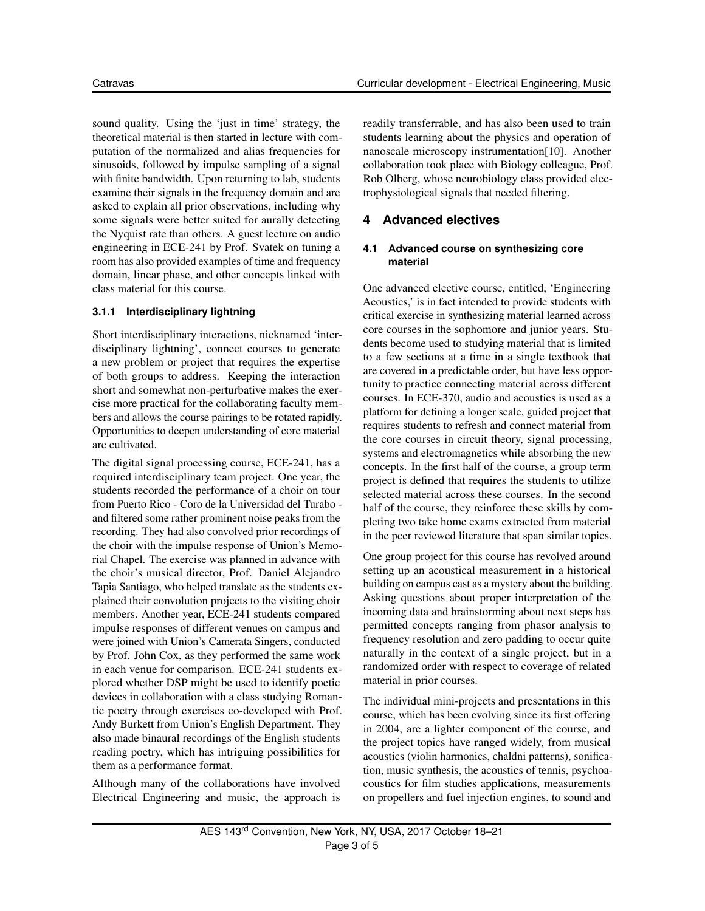sound quality. Using the 'just in time' strategy, the theoretical material is then started in lecture with computation of the normalized and alias frequencies for sinusoids, followed by impulse sampling of a signal with finite bandwidth. Upon returning to lab, students examine their signals in the frequency domain and are asked to explain all prior observations, including why some signals were better suited for aurally detecting the Nyquist rate than others. A guest lecture on audio engineering in ECE-241 by Prof. Svatek on tuning a room has also provided examples of time and frequency domain, linear phase, and other concepts linked with class material for this course.

#### 3.1.1 Interdisciplinary lightning

Short interdisciplinary interactions, nicknamed 'interdisciplinary lightning', connect courses to generate a new problem or project that requires the expertise of both groups to address. Keeping the interaction short and somewhat non-perturbative makes the exercise more practical for the collaborating faculty members and allows the course pairings to be rotated rapidly. Opportunities to deepen understanding of core material are cultivated.

The digital signal processing course, ECE-241, has a required interdisciplinary team project. One year, the students recorded the performance of a choir on tour from Puerto Rico - Coro de la Universidad del Turabo - and filtered some rather prominent noise peaks from the recording. They had also convolved prior recordings of the choir with the impulse response of Union's Memorial Chapel. The exercise was planned in advance with the choir's musical director, Prof. Daniel Alejandro Tapia Santiago, who helped translate as the students explained their convolution projects to the visiting choir members. Another year, ECE-241 students compared impulse responses of different venues on campus and were joined with Union's Camerata Singers, conducted by Prof. John Cox, as they performed the same work in each venue for comparison. ECE-241 students explored whether DSP might be used to identify poetic devices in collaboration with a class studying Romantic poetry through exercises co-developed with Prof. Andy Burkett from Union's English Department. They also made binaural recordings of the English students reading poetry, which has intriguing possibilities for them as a performance format.

Although many of the collaborations have involved Electrical Engineering and music, the approach is readily transferrable, and has also been used to train students learning about the physics and operation of nanoscale microscopy instrumentation[10]. Another collaboration took place with Biology colleague, Prof. Rob Olberg, whose neurobiology class provided electrophysiological signals that needed filtering.

## 4 Advanced electives

### 4.1 Advanced course on synthesizing core material

One advanced elective course, entitled, 'Engineering Acoustics,' is in fact intended to provide students with critical exercise in synthesizing material learned across core courses in the sophomore and junior years. Students become used to studying material that is limited to a few sections at a time in a single textbook that are covered in a predictable order, but have less opportunity to practice connecting material across different courses. In ECE-370, audio and acoustics is used as a platform for defining a longer scale, guided project that requires students to refresh and connect material from the core courses in circuit theory, signal processing, systems and electromagnetics while absorbing the new concepts. In the first half of the course, a group term project is defined that requires the students to utilize selected material across these courses. In the second half of the course, they reinforce these skills by completing two take home exams extracted from material in the peer reviewed literature that span similar topics.

One group project for this course has revolved around setting up an acoustical measurement in a historical building on campus cast as a mystery about the building. Asking questions about proper interpretation of the incoming data and brainstorming about next steps has permitted concepts ranging from phasor analysis to frequency resolution and zero padding to occur quite naturally in the context of a single project, but in a randomized order with respect to coverage of related material in prior courses.

The individual mini-projects and presentations in this course, which has been evolving since its first offering in 2004, are a lighter component of the course, and the project topics have ranged widely, from musical acoustics (violin harmonics, chaldni patterns), sonification, music synthesis, the acoustics of tennis, psychoacoustics for film studies applications, measurements on propellers and fuel injection engines, to sound and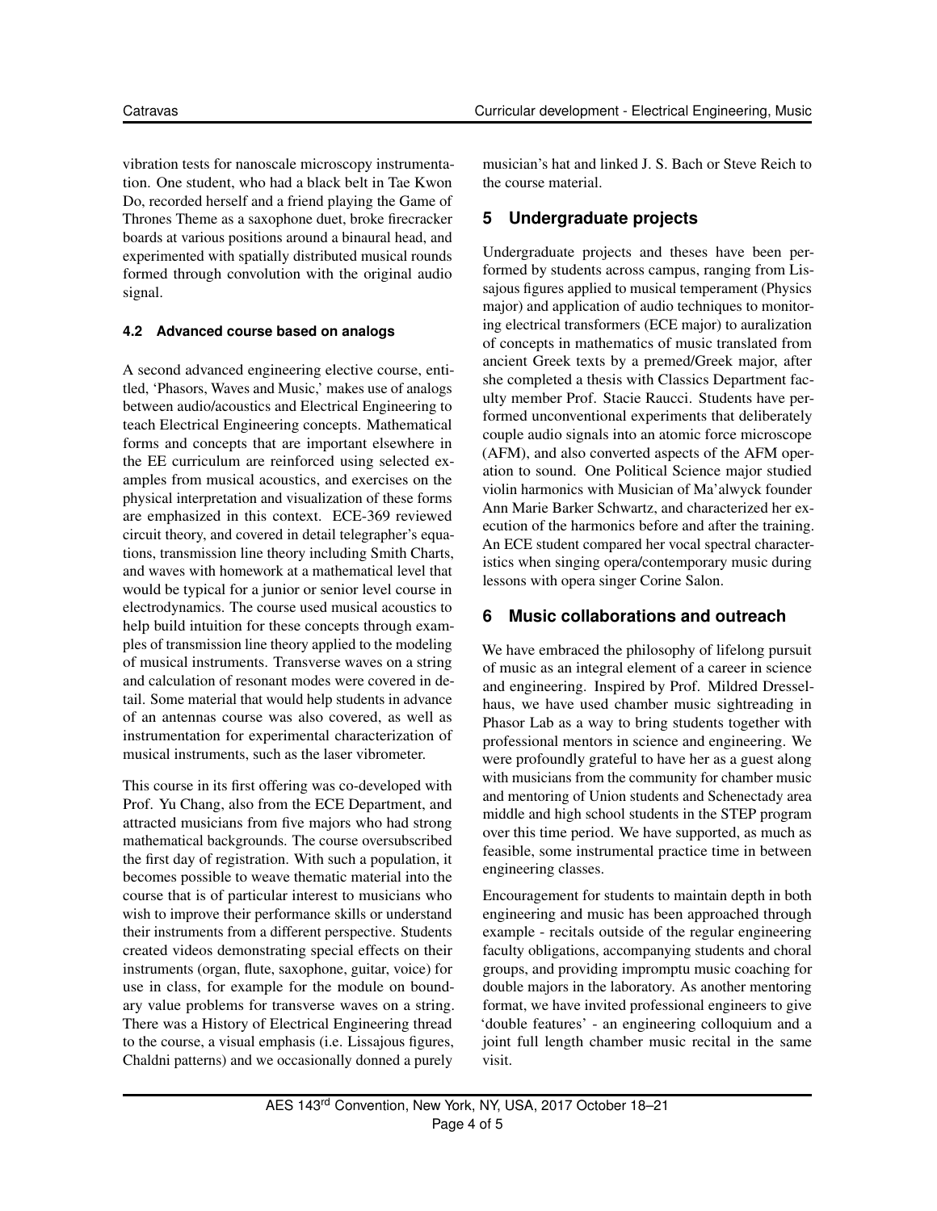vibration tests for nanoscale microscopy instrumentation. One student, who had a black belt in Tae Kwon Do, recorded herself and a friend playing the Game of Thrones Theme as a saxophone duet, broke firecracker boards at various positions around a binaural head, and experimented with spatially distributed musical rounds formed through convolution with the original audio signal.

### 4.2 Advanced course based on analogs

A second advanced engineering elective course, entitled, 'Phasors, Waves and Music,' makes use of analogs between audio/acoustics and Electrical Engineering to teach Electrical Engineering concepts. Mathematical forms and concepts that are important elsewhere in the EE curriculum are reinforced using selected examples from musical acoustics, and exercises on the physical interpretation and visualization of these forms are emphasized in this context. ECE-369 reviewed circuit theory, and covered in detail telegrapher's equations, transmission line theory including Smith Charts, and waves with homework at a mathematical level that would be typical for a junior or senior level course in electrodynamics. The course used musical acoustics to help build intuition for these concepts through examples of transmission line theory applied to the modeling of musical instruments. Transverse waves on a string and calculation of resonant modes were covered in detail. Some material that would help students in advance of an antennas course was also covered, as well as instrumentation for experimental characterization of musical instruments, such as the laser vibrometer.

This course in its first offering was co-developed with Prof. Yu Chang, also from the ECE Department, and attracted musicians from five majors who had strong mathematical backgrounds. The course oversubscribed the first day of registration. With such a population, it becomes possible to weave thematic material into the course that is of particular interest to musicians who wish to improve their performance skills or understand their instruments from a different perspective. Students created videos demonstrating special effects on their instruments (organ, flute, saxophone, guitar, voice) for use in class, for example for the module on boundary value problems for transverse waves on a string. There was a History of Electrical Engineering thread to the course, a visual emphasis (i.e. Lissajous figures, Chaldni patterns) and we occasionally donned a purely musician's hat and linked J. S. Bach or Steve Reich to the course material.

## 5 Undergraduate projects

Undergraduate projects and theses have been performed by students across campus, ranging from Lissajous figures applied to musical temperament (Physics major) and application of audio techniques to monitoring electrical transformers (ECE major) to auralization of concepts in mathematics of music translated from ancient Greek texts by a premed/Greek major, after she completed a thesis with Classics Department faculty member Prof. Stacie Raucci. Students have performed unconventional experiments that deliberately couple audio signals into an atomic force microscope (AFM), and also converted aspects of the AFM operation to sound. One Political Science major studied violin harmonics with Musician of Ma'alwyck founder Ann Marie Barker Schwartz, and characterized her execution of the harmonics before and after the training. An ECE student compared her vocal spectral characteristics when singing opera/contemporary music during lessons with opera singer Corine Salon.

## 6 Music collaborations and outreach

We have embraced the philosophy of lifelong pursuit of music as an integral element of a career in science and engineering. Inspired by Prof. Mildred Dresselhaus, we have used chamber music sightreading in Phasor Lab as a way to bring students together with professional mentors in science and engineering. We were profoundly grateful to have her as a guest along with musicians from the community for chamber music and mentoring of Union students and Schenectady area middle and high school students in the STEP program over this time period. We have supported, as much as feasible, some instrumental practice time in between engineering classes.

Encouragement for students to maintain depth in both engineering and music has been approached through example - recitals outside of the regular engineering faculty obligations, accompanying students and choral groups, and providing impromptu music coaching for double majors in the laboratory. As another mentoring format, we have invited professional engineers to give 'double features' - an engineering colloquium and a joint full length chamber music recital in the same visit.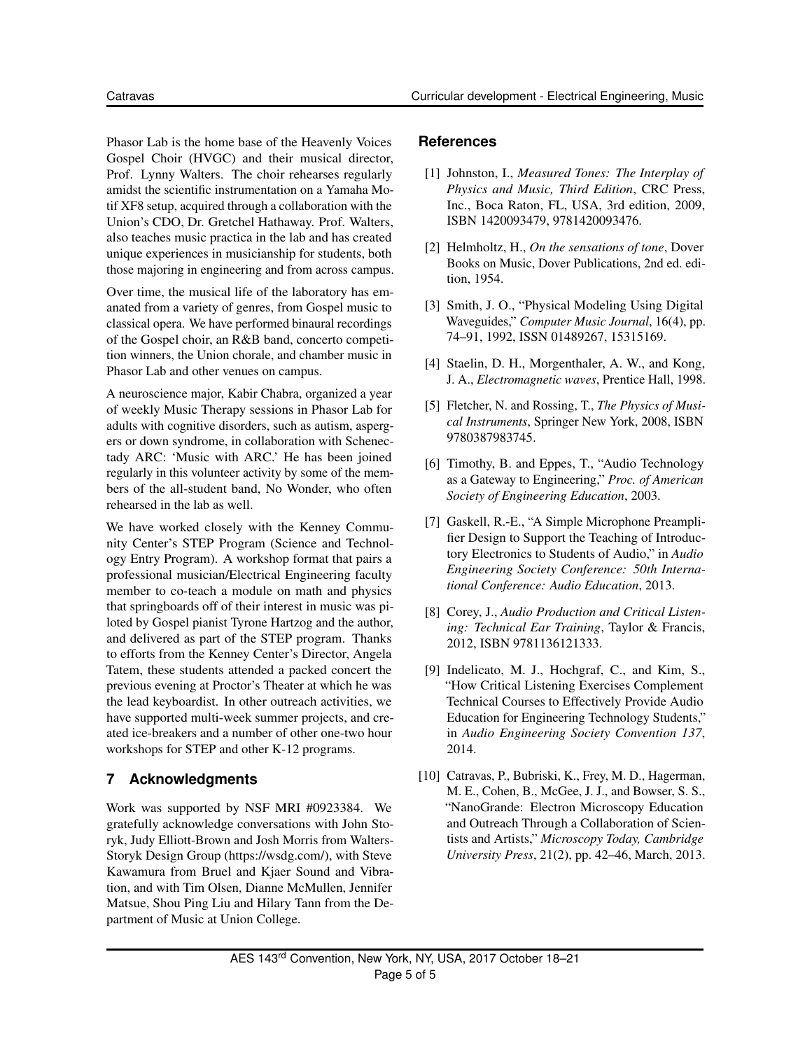Phasor Lab is the home base of the Heavenly Voices Gospel Choir (HVGC) and their musical director, Prof. Lynny Walters. The choir rehearses regularly amidst the scientific instrumentation on a Yamaha Motif XF8 setup, acquired through a collaboration with the Union's CDO, Dr. Gretchel Hathaway. Prof. Walters, also teaches music practica in the lab and has created unique experiences in musicianship for students, both those majoring in engineering and from across campus.

Over time, the musical life of the laboratory has emanated from a variety of genres, from Gospel music to classical opera. We have performed binaural recordings of the Gospel choir, an R&B band, concerto competition winners, the Union chorale, and chamber music in Phasor Lab and other venues on campus.

A neuroscience major, Kabir Chabra, organized a year of weekly Music Therapy sessions in Phasor Lab for adults with cognitive disorders, such as autism, aspergers or down syndrome, in collaboration with Schenectady ARC: 'Music with ARC.' He has been joined regularly in this volunteer activity by some of the members of the all-student band, No Wonder, who often rehearsed in the lab as well.

We have worked closely with the Kenney Community Center's STEP Program (Science and Technology Entry Program). A workshop format that pairs a professional musician/Electrical Engineering faculty member to co-teach a module on math and physics that springboards off of their interest in music was piloted by Gospel pianist Tyrone Hartzog and the author, and delivered as part of the STEP program. Thanks to efforts from the Kenney Center's Director, Angela Tatem, these students attended a packed concert the previous evening at Proctor's Theater at which he was the lead keyboardist. In other outreach activities, we have supported multi-week summer projects, and created ice-breakers and a number of other one-two hour workshops for STEP and other K-12 programs.

## 7 Acknowledgments

Work was supported by NSF MRI #0923384. We gratefully acknowledge conversations with John Storyk, Judy Elliott-Brown and Josh Morris from Walters-Storyk Design Group (https://wsdg.com/), with Steve Kawamura from Bruel and Kjaer Sound and Vibration, and with Tim Olsen, Dianne McMullen, Jennifer Matsue, Shou Ping Liu and Hilary Tann from the Department of Music at Union College.

## References

[1] Johnston, I., *Measured Tones: The Interplay of Physics and Music, Third Edition*, CRC Press, Inc., Boca Raton, FL, USA, 3rd edition, 2009, ISBN 1420093479, 9781420093476.

[2] Helmholtz, H., *On the sensations of tone*, Dover Books on Music, Dover Publications, 2nd ed. edition, 1954.

[3] Smith, J. O., "Physical Modeling Using Digital Waveguides," *Computer Music Journal*, 16(4), pp. 74–91, 1992, ISSN 01489267, 15315169.

[4] Staelin, D. H., Morgenthaler, A. W., and Kong, J. A., *Electromagnetic waves*, Prentice Hall, 1998.

[5] Fletcher, N. and Rossing, T., *The Physics of Musical Instruments*, Springer New York, 2008, ISBN 9780387983745.

[6] Timothy, B. and Eppes, T., "Audio Technology as a Gateway to Engineering," *Proc. of American Society of Engineering Education*, 2003.

[7] Gaskell, R.-E., "A Simple Microphone Preamplifier Design to Support the Teaching of Introductory Electronics to Students of Audio," in *Audio Engineering Society Conference: 50th International Conference: Audio Education*, 2013.

[8] Corey, J., *Audio Production and Critical Listening: Technical Ear Training*, Taylor & Francis, 2012, ISBN 9781136121333.

[9] Indelicato, M. J., Hochgraf, C., and Kim, S., "How Critical Listening Exercises Complement Technical Courses to Effectively Provide Audio Education for Engineering Technology Students," in *Audio Engineering Society Convention 137*, 2014.

[10] Catravas, P., Bubriski, K., Frey, M. D., Hagerman, M. E., Cohen, B., McGee, J. J., and Bowser, S. S., "NanoGrande: Electron Microscopy Education and Outreach Through a Collaboration of Scientists and Artists," *Microscopy Today, Cambridge University Press*, 21(2), pp. 42–46, March, 2013.